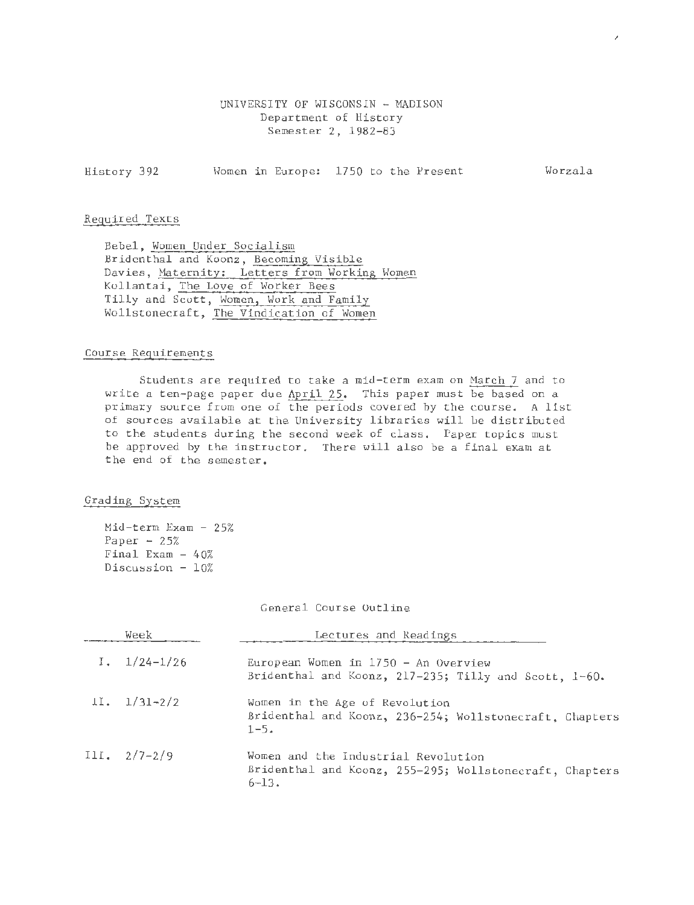UNIVERSITY OF WISCONSIN - MADISON
Department of History
Semester 2, 1982-83

History 392 Women in Europe: 1750 to the Present Worzala

## Required Texts

Bebel, Women Under Socialism
Bridenthal and Koonz, Becoming Visible
Davies, Maternity: Letters from Working Women
Kollantai, The Love of Worker Bees
Tilly and Scott, Women, Work and Family
Wollstonecraft, The Vindication of Women

## Course Requirements

Students are required to take a mid-term exam on March 7 and to write a ten-page paper due April 25. This paper must be based on a primary source from one of the periods covered by the course. A list of sources available at the University libraries will be distributed to the students during the second week of class. Paper topics must be approved by the instructor. There will also be a final exam at the end of the semester.

## Grading System

Mid-term Exam - 25%
Paper - 25%
Final Exam - 40%
Discussion - 10%

## General Course Outline

| Week | Lectures and Readings |
|---|---|
| I. 1/24-1/26 | European Women in 1750 - An Overview<br>Bridenthal and Koonz, 217-235; Tilly and Scott, 1-60. |
| II. 1/31-2/2 | Women in the Age of Revolution<br>Bridenthal and Koonz, 236-254; Wollstonecraft, Chapters 1-5. |
| III. 2/7-2/9 | Women and the Industrial Revolution<br>Bridenthal and Koonz, 255-295; Wollstonecraft, Chapters 6-13. |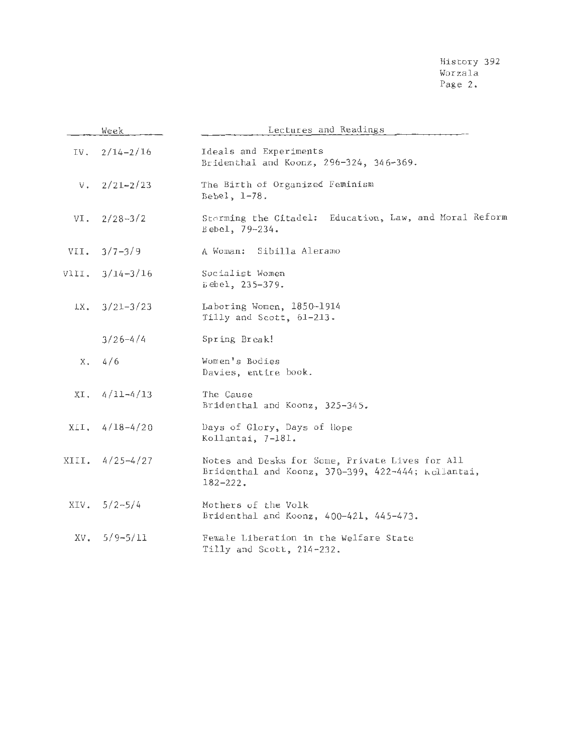| Week | Lectures and Readings |
| --- | --- |
| IV. 2/14-2/16 | Ideals and Experiments<br>Bridenthal and Koonz, 296-324, 346-369. |
| V. 2/21-2/23 | The Birth of Organized Feminism<br>Bebel, 1-78. |
| VI. 2/28-3/2 | Storming the Citadel: Education, Law, and Moral Reform<br>Bebel, 79-234. |
| VII. 3/7-3/9 | A Woman: Sibilla Aleramo |
| VIII. 3/14-3/16 | Socialist Women<br>Bebel, 235-379. |
| IX. 3/21-3/23 | Laboring Women, 1850-1914<br>Tilly and Scott, 61-213. |
| 3/26-4/4 | Spring Break! |
| X. 4/6 | Women's Bodies<br>Davies, entire book. |
| XI. 4/11-4/13 | The Cause<br>Bridenthal and Koonz, 325-345. |
| XII. 4/18-4/20 | Days of Glory, Days of Hope<br>Kollantai, 7-181. |
| XIII. 4/25-4/27 | Notes and Desks for Some, Private Lives for All<br>Bridenthal and Koonz, 370-399, 422-444; Kollantai, 182-222. |
| XIV. 5/2-5/4 | Mothers of the Volk<br>Bridenthal and Koonz, 400-421, 445-473. |
| XV. 5/9-5/11 | Female Liberation in the Welfare State<br>Tilly and Scott, 214-232. |